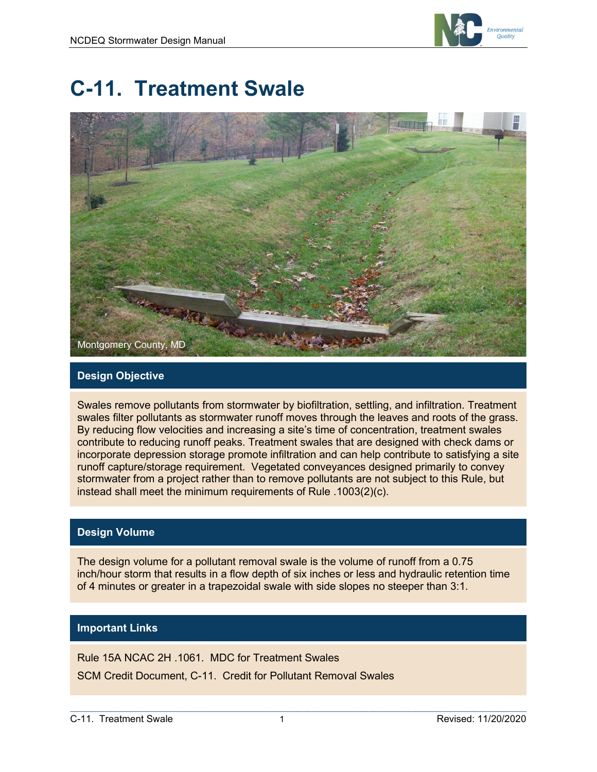# C-11. Treatment Swale

Montgomery County, MD

## Design Objective

Swales remove pollutants from stormwater by biofiltration, settling, and infiltration. Treatment swales filter pollutants as stormwater runoff moves through the leaves and roots of the grass. By reducing flow velocities and increasing a site's time of concentration, treatment swales contribute to reducing runoff peaks. Treatment swales that are designed with check dams or incorporate depression storage promote infiltration and can help contribute to satisfying a site runoff capture/storage requirement. Vegetated conveyances designed primarily to convey stormwater from a project rather than to remove pollutants are not subject to this Rule, but instead shall meet the minimum requirements of Rule .1003(2)(c).

## Design Volume

The design volume for a pollutant removal swale is the volume of runoff from a 0.75 inch/hour storm that results in a flow depth of six inches or less and hydraulic retention time of 4 minutes or greater in a trapezoidal swale with side slopes no steeper than 3:1.

## Important Links

Rule 15A NCAC 2H .1061. MDC for Treatment Swales

SCM Credit Document, C-11. Credit for Pollutant Removal Swales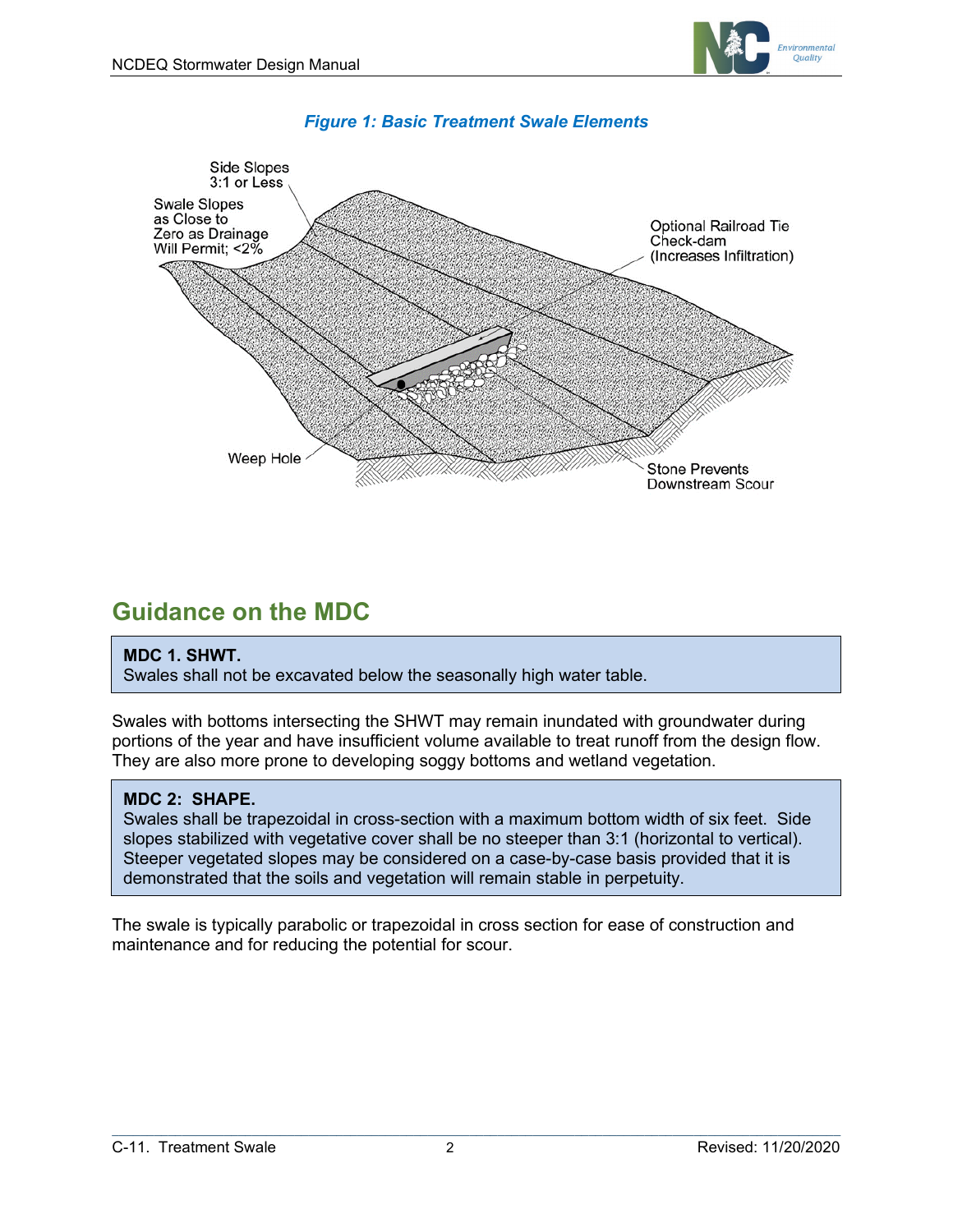*Figure 1: Basic Treatment Swale Elements*

## Guidance on the MDC

**MDC 1. SHWT.**
Swales shall not be excavated below the seasonally high water table.

Swales with bottoms intersecting the SHWT may remain inundated with groundwater during portions of the year and have insufficient volume available to treat runoff from the design flow. They are also more prone to developing soggy bottoms and wetland vegetation.

**MDC 2: SHAPE.**
Swales shall be trapezoidal in cross-section with a maximum bottom width of six feet. Side slopes stabilized with vegetative cover shall be no steeper than 3:1 (horizontal to vertical). Steeper vegetated slopes may be considered on a case-by-case basis provided that it is demonstrated that the soils and vegetation will remain stable in perpetuity.

The swale is typically parabolic or trapezoidal in cross section for ease of construction and maintenance and for reducing the potential for scour.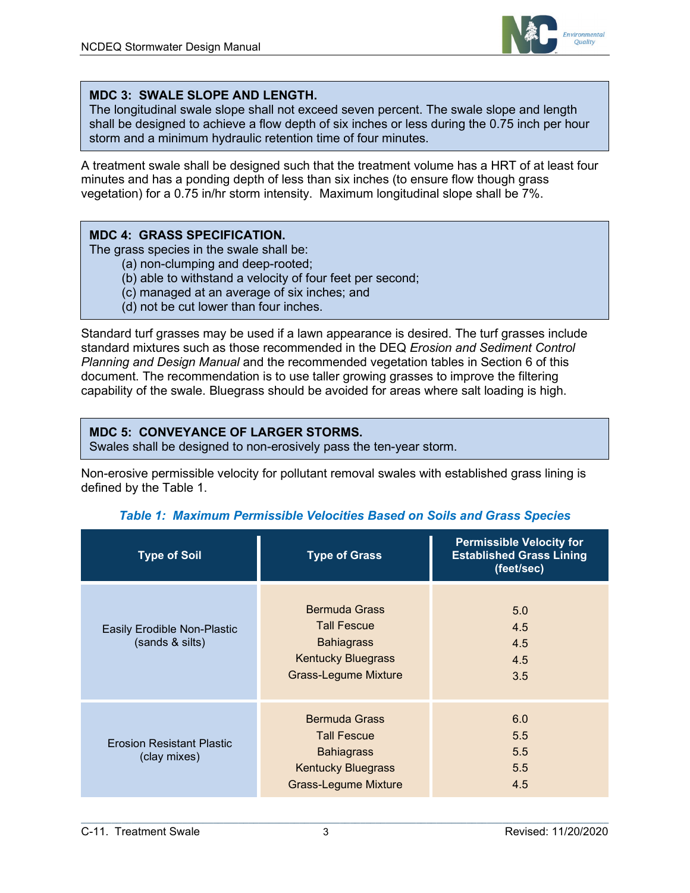**MDC 3: SWALE SLOPE AND LENGTH.**
The longitudinal swale slope shall not exceed seven percent. The swale slope and length shall be designed to achieve a flow depth of six inches or less during the 0.75 inch per hour storm and a minimum hydraulic retention time of four minutes.

A treatment swale shall be designed such that the treatment volume has a HRT of at least four minutes and has a ponding depth of less than six inches (to ensure flow though grass vegetation) for a 0.75 in/hr storm intensity. Maximum longitudinal slope shall be 7%.

**MDC 4: GRASS SPECIFICATION.**
The grass species in the swale shall be:

(a) non-clumping and deep-rooted;
(b) able to withstand a velocity of four feet per second;
(c) managed at an average of six inches; and
(d) not be cut lower than four inches.

Standard turf grasses may be used if a lawn appearance is desired. The turf grasses include standard mixtures such as those recommended in the DEQ *Erosion and Sediment Control Planning and Design Manual* and the recommended vegetation tables in Section 6 of this document. The recommendation is to use taller growing grasses to improve the filtering capability of the swale. Bluegrass should be avoided for areas where salt loading is high.

**MDC 5: CONVEYANCE OF LARGER STORMS.**
Swales shall be designed to non-erosively pass the ten-year storm.

Non-erosive permissible velocity for pollutant removal swales with established grass lining is defined by the Table 1.

*Table 1: Maximum Permissible Velocities Based on Soils and Grass Species*

| Type of Soil | Type of Grass | Permissible Velocity for Established Grass Lining (feet/sec) |
|---|---|---|
| Easily Erodible Non-Plastic (sands & silts) | Bermuda Grass | 5.0 |
| | Tall Fescue | 4.5 |
| | Bahiagrass | 4.5 |
| | Kentucky Bluegrass | 4.5 |
| | Grass-Legume Mixture | 3.5 |
| Erosion Resistant Plastic (clay mixes) | Bermuda Grass | 6.0 |
| | Tall Fescue | 5.5 |
| | Bahiagrass | 5.5 |
| | Kentucky Bluegrass | 5.5 |
| | Grass-Legume Mixture | 4.5 |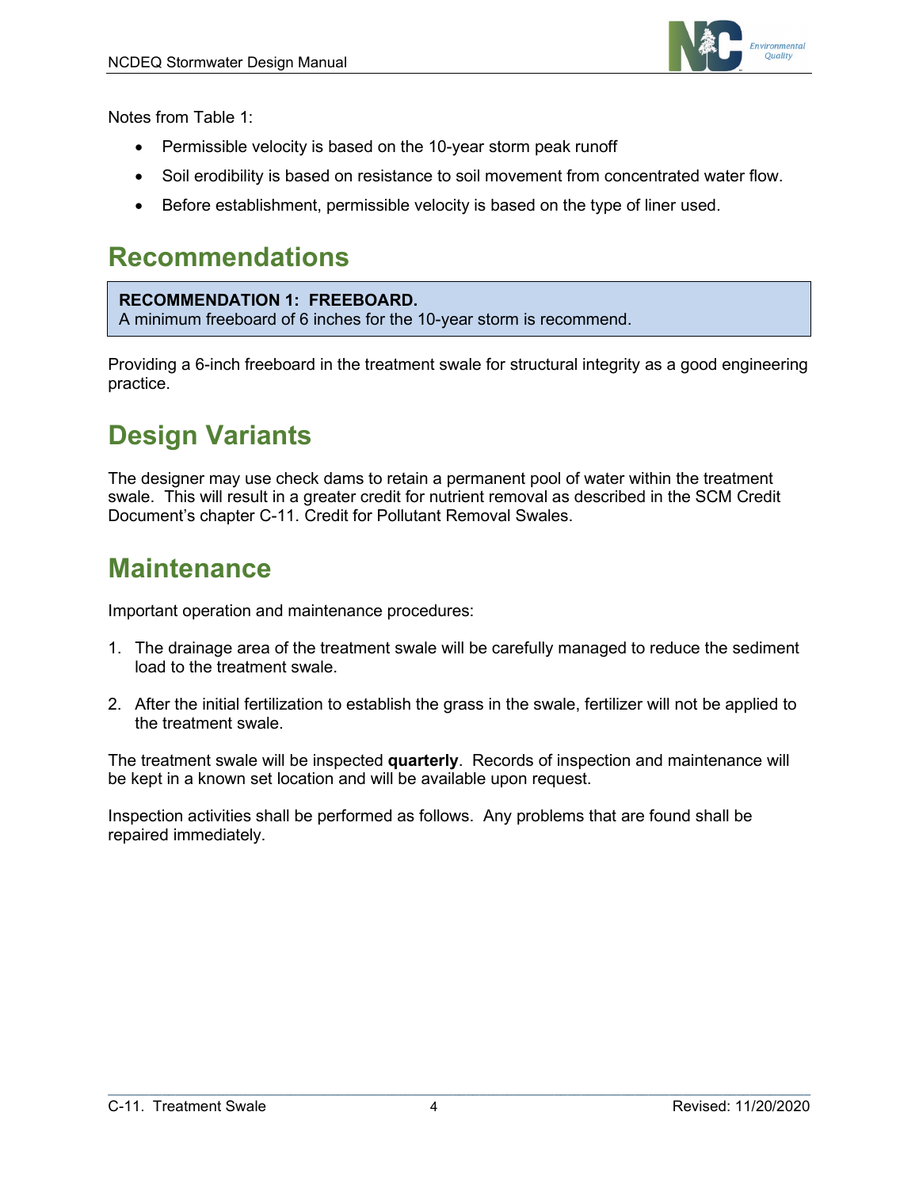Notes from Table 1:

- Permissible velocity is based on the 10-year storm peak runoff
- Soil erodibility is based on resistance to soil movement from concentrated water flow.
- Before establishment, permissible velocity is based on the type of liner used.

# Recommendations

> **RECOMMENDATION 1: FREEBOARD.**
> A minimum freeboard of 6 inches for the 10-year storm is recommend.

Providing a 6-inch freeboard in the treatment swale for structural integrity as a good engineering practice.

# Design Variants

The designer may use check dams to retain a permanent pool of water within the treatment swale. This will result in a greater credit for nutrient removal as described in the SCM Credit Document's chapter C-11. Credit for Pollutant Removal Swales.

# Maintenance

Important operation and maintenance procedures:

1. The drainage area of the treatment swale will be carefully managed to reduce the sediment load to the treatment swale.

2. After the initial fertilization to establish the grass in the swale, fertilizer will not be applied to the treatment swale.

The treatment swale will be inspected **quarterly**. Records of inspection and maintenance will be kept in a known set location and will be available upon request.

Inspection activities shall be performed as follows. Any problems that are found shall be repaired immediately.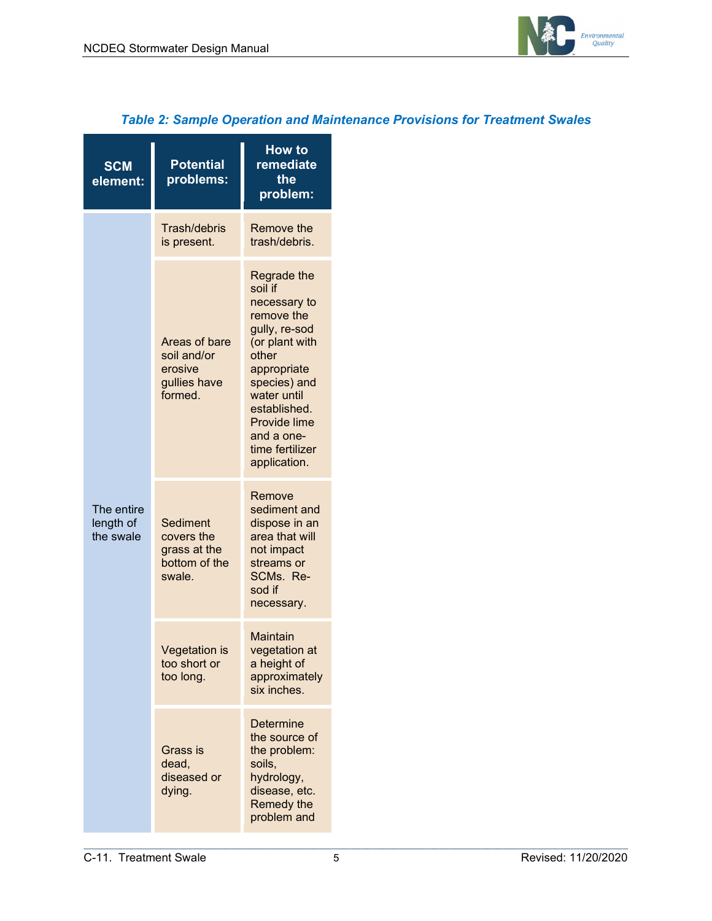*Table 2: Sample Operation and Maintenance Provisions for Treatment Swales*

| SCM element: | Potential problems: | How to remediate the problem: |
|---|---|---|
| The entire length of the swale | Trash/debris is present. | Remove the trash/debris. |
| | Areas of bare soil and/or erosive gullies have formed. | Regrade the soil if necessary to remove the gully, re-sod (or plant with other appropriate species) and water until established. Provide lime and a one-time fertilizer application. |
| | Sediment covers the grass at the bottom of the swale. | Remove sediment and dispose in an area that will not impact streams or SCMs. Re-sod if necessary. |
| | Vegetation is too short or too long. | Maintain vegetation at a height of approximately six inches. |
| | Grass is dead, diseased or dying. | Determine the source of the problem: soils, hydrology, disease, etc. Remedy the problem and |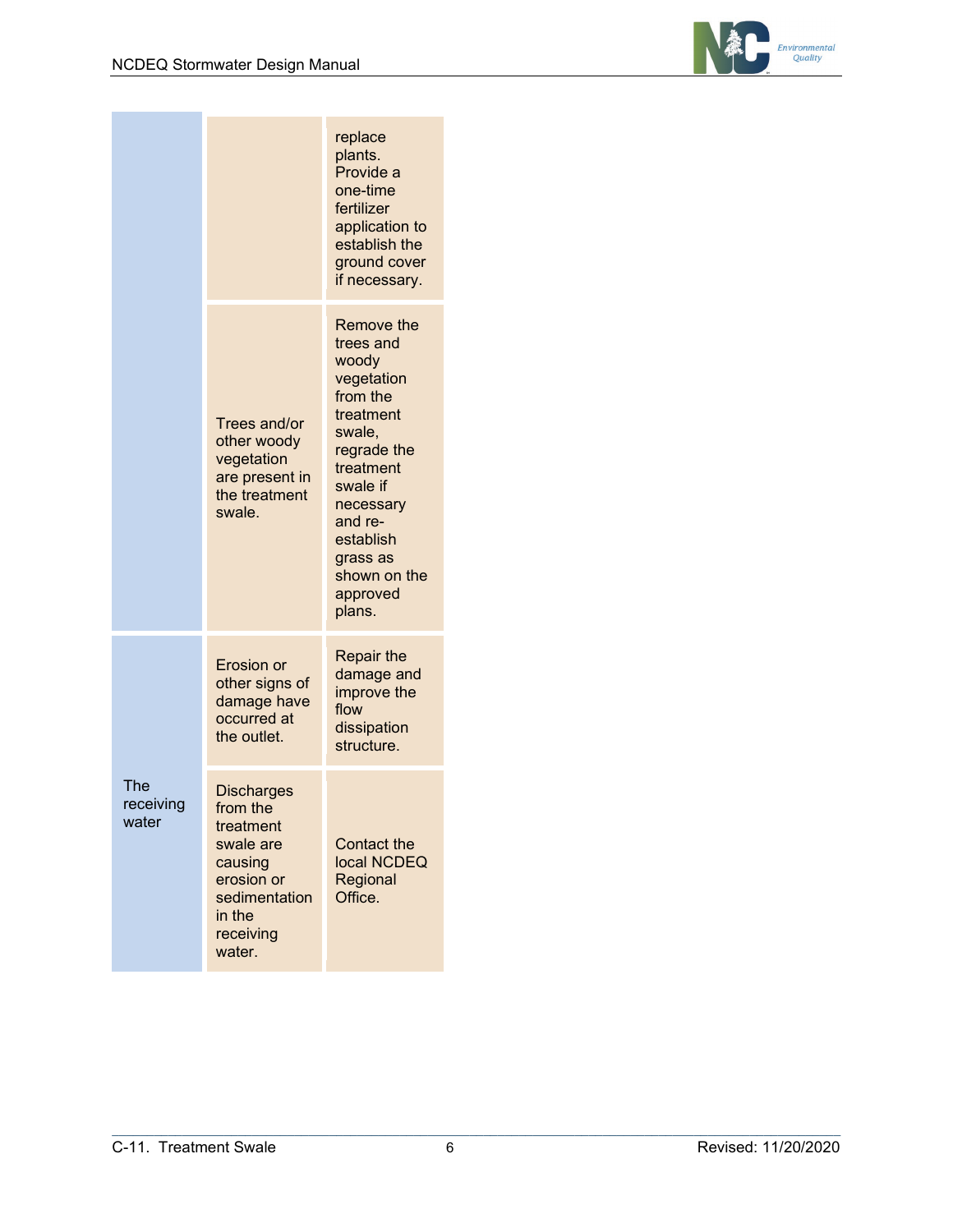| | | |
|---|---|---|
| | | replace plants. Provide a one-time fertilizer application to establish the ground cover if necessary. |
| | Trees and/or other woody vegetation are present in the treatment swale. | Remove the trees and woody vegetation from the treatment swale, regrade the treatment swale if necessary and re-establish grass as shown on the approved plans. |
| The receiving water | Erosion or other signs of damage have occurred at the outlet. | Repair the damage and improve the flow dissipation structure. |
| | Discharges from the treatment swale are causing erosion or sedimentation in the receiving water. | Contact the local NCDEQ Regional Office. |